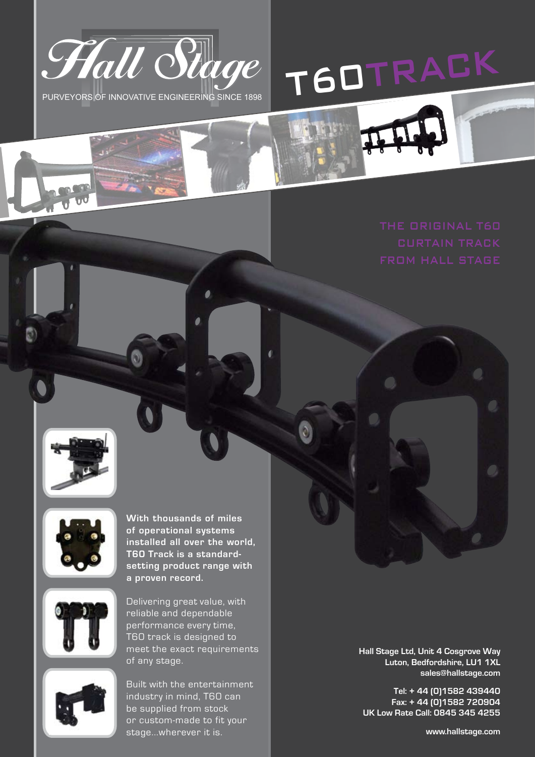# Hall Stage

PURVEYORS OF INNOVATIVE ENGINEERING SINCE 1898

# T60TRACK

## THE ORIGINAL T60 CURTAIN TRACK FROM HALL STAGE

**With thousands of miles of operational systems installed all over the world, T60 Track is a standard-setting product range with a proven record.**

Delivering great value, with reliable and dependable performance every time, T60 track is designed to meet the exact requirements of any stage.

Built with the entertainment industry in mind, T60 can be supplied from stock or custom-made to fit your stage...wherever it is.

**Hall Stage Ltd, Unit 4 Cosgrove Way**
**Luton, Bedfordshire, LU1 1XL**
**sales@hallstage.com**

**Tel: + 44 (0)1582 439440**
**Fax: + 44 (0)1582 720904**
**UK Low Rate Call: 0845 345 4255**

**www.hallstage.com**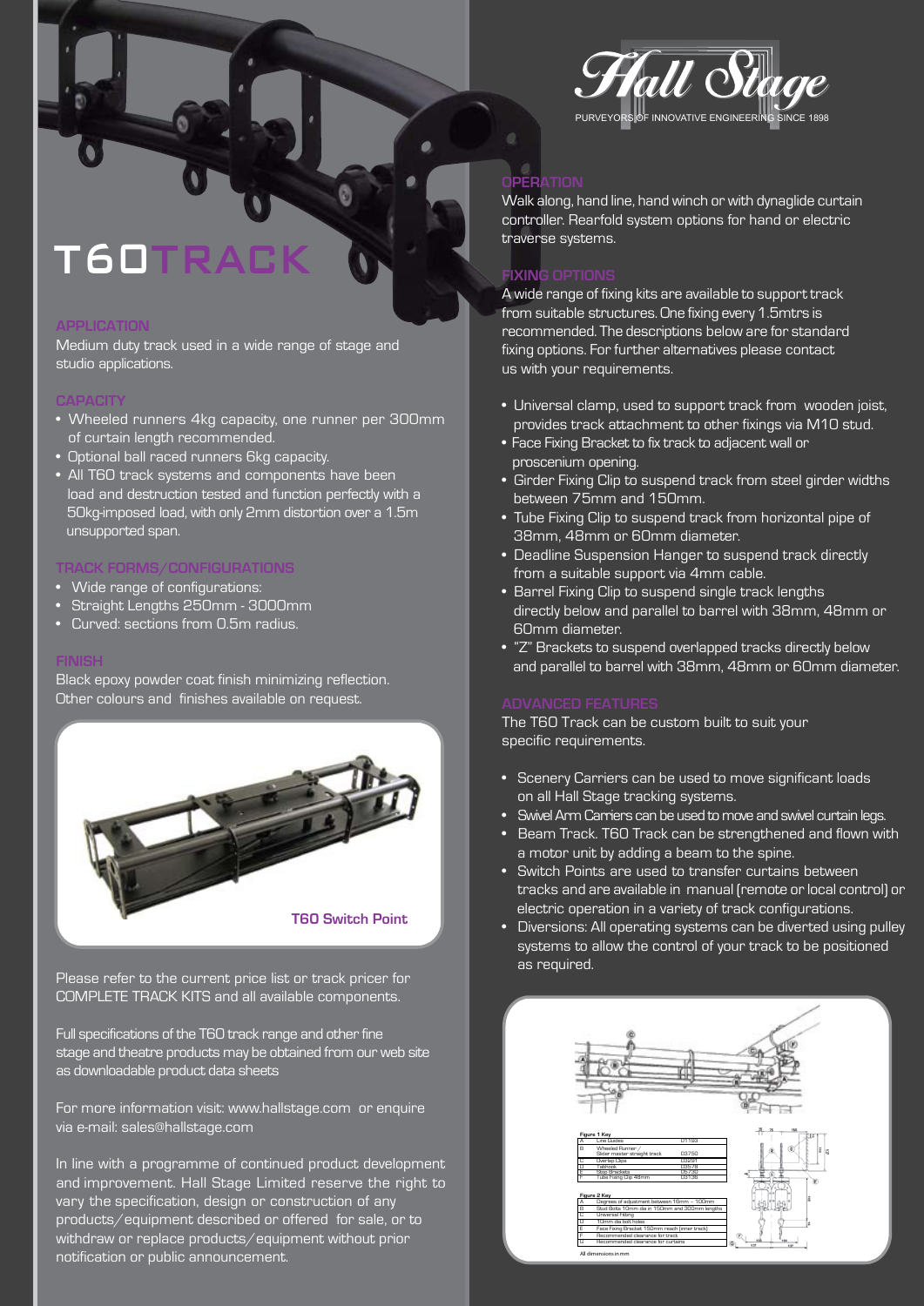# T60TRACK

Hall Stage

PURVEYORS OF INNOVATIVE ENGINEERING SINCE 1898

## APPLICATION

Medium duty track used in a wide range of stage and studio applications.

## CAPACITY

- Wheeled runners 4kg capacity, one runner per 300mm of curtain length recommended.
- Optional ball raced runners 6kg capacity.
- All T60 track systems and components have been load and destruction tested and function perfectly with a 50kg-imposed load, with only 2mm distortion over a 1.5m unsupported span.

## TRACK FORMS/CONFIGURATIONS

- Wide range of configurations:
- Straight Lengths 250mm - 3000mm
- Curved: sections from 0.5m radius.

## FINISH

Black epoxy powder coat finish minimizing reflection. Other colours and finishes available on request.

**T60 Switch Point**

Please refer to the current price list or track pricer for COMPLETE TRACK KITS and all available components.

Full specifications of the T60 track range and other fine stage and theatre products may be obtained from our web site as downloadable product data sheets

For more information visit: www.hallstage.com or enquire via e-mail: sales@hallstage.com

In line with a programme of continued product development and improvement. Hall Stage Limited reserve the right to vary the specification, design or construction of any products/equipment described or offered for sale, or to withdraw or replace products/equipment without prior notification or public announcement.

## OPERATION

Walk along, hand line, hand winch or with dynaglide curtain controller. Rearfold system options for hand or electric traverse systems.

## FIXING OPTIONS

A wide range of fixing kits are available to support track from suitable structures. One fixing every 1.5mtrs is recommended. The descriptions below are for standard fixing options. For further alternatives please contact us with your requirements.

- Universal clamp, used to support track from wooden joist, provides track attachment to other fixings via M10 stud.
- Face Fixing Bracket to fix track to adjacent wall or proscenium opening.
- Girder Fixing Clip to suspend track from steel girder widths between 75mm and 150mm.
- Tube Fixing Clip to suspend track from horizontal pipe of 38mm, 48mm or 60mm diameter.
- Deadline Suspension Hanger to suspend track directly from a suitable support via 4mm cable.
- Barrel Fixing Clip to suspend single track lengths directly below and parallel to barrel with 38mm, 48mm or 60mm diameter.
- "Z" Brackets to suspend overlapped tracks directly below and parallel to barrel with 38mm, 48mm or 60mm diameter.

## ADVANCED FEATURES

The T60 Track can be custom built to suit your specific requirements.

- Scenery Carriers can be used to move significant loads on all Hall Stage tracking systems.
- Swivel Arm Carriers can be used to move and swivel curtain legs.
- Beam Track. T60 Track can be strengthened and flown with a motor unit by adding a beam to the spine.
- Switch Points are used to transfer curtains between tracks and are available in manual (remote or local control) or electric operation in a variety of track configurations.
- Diversions: All operating systems can be diverted using pulley systems to allow the control of your track to be positioned as required.

**Figure 1 Key**

| | | |
|---|---|---|
| A | Line Guides | 01193 |
| B | Wheeled Runner / Slider master straight track | 03750 |
| C | Overlap Clips | 03297 |
| D | Tailhook | 03578 |
| E | Stop Brackets | 05730 |
| F | Tube Fixing Clip 48mm | 03138 |

**Figure 2 Key**

| | |
|---|---|
| A | Degrees of adjustment between 16mm – 100mm |
| B | Stud Bolts 10mm dia in 150mm and 300mm lengths |
| C | Universal Fitting |
| D | 10mm dia bolt holes |
| E | Face Fixing Bracket 150mm reach (inner track) |
| F | Recommended clearance for track |
| G | Recommended clearance for curtains |

All dimensions in mm